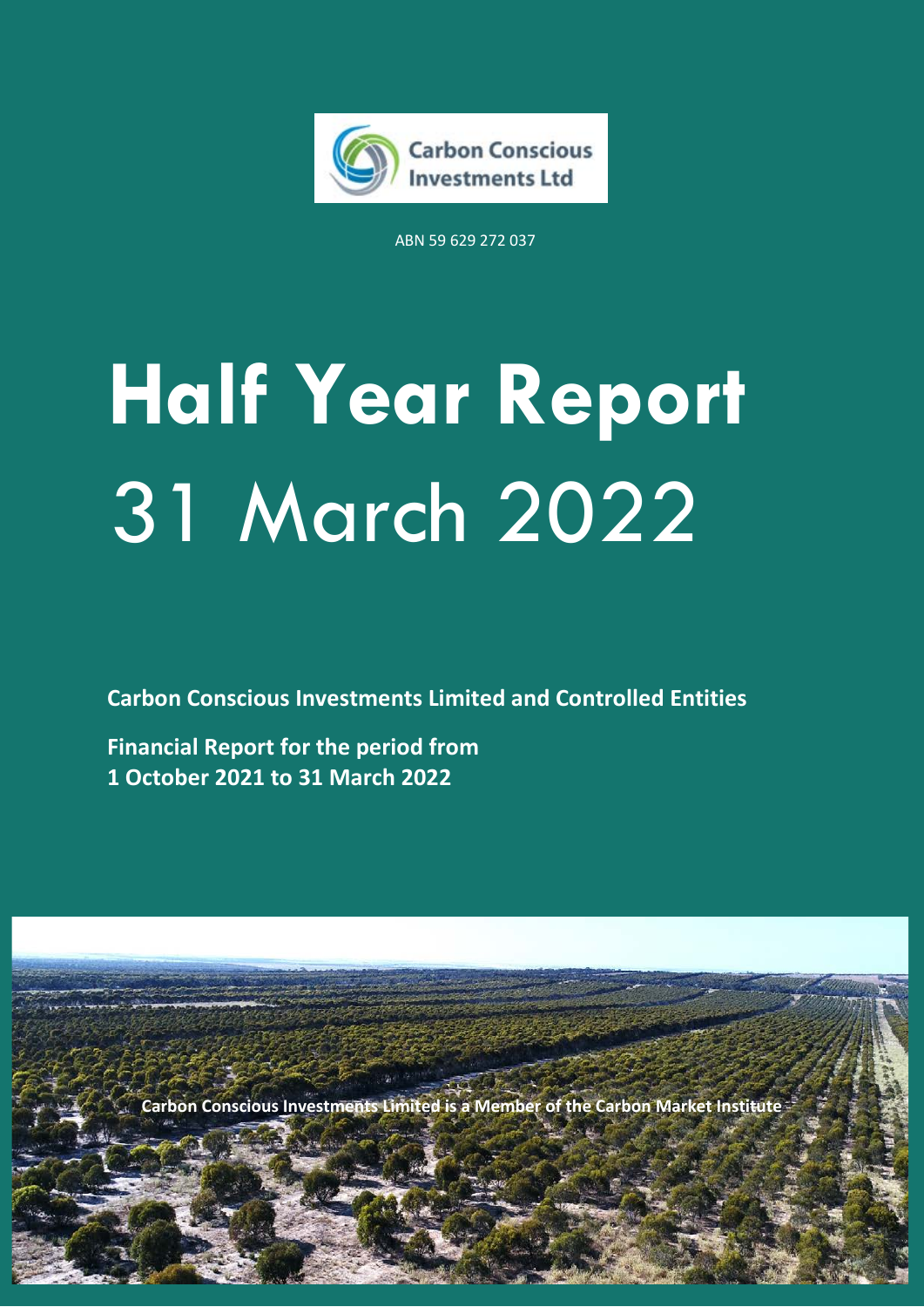Carbon Conscious Investments Ltd

ABN 59 629 272 037

# Half Year Report
# 31 March 2022

**Carbon Conscious Investments Limited and Controlled Entities**

**Financial Report for the period from 1 October 2021 to 31 March 2022**

**Carbon Conscious Investments Limited is a Member of the Carbon Market Institute**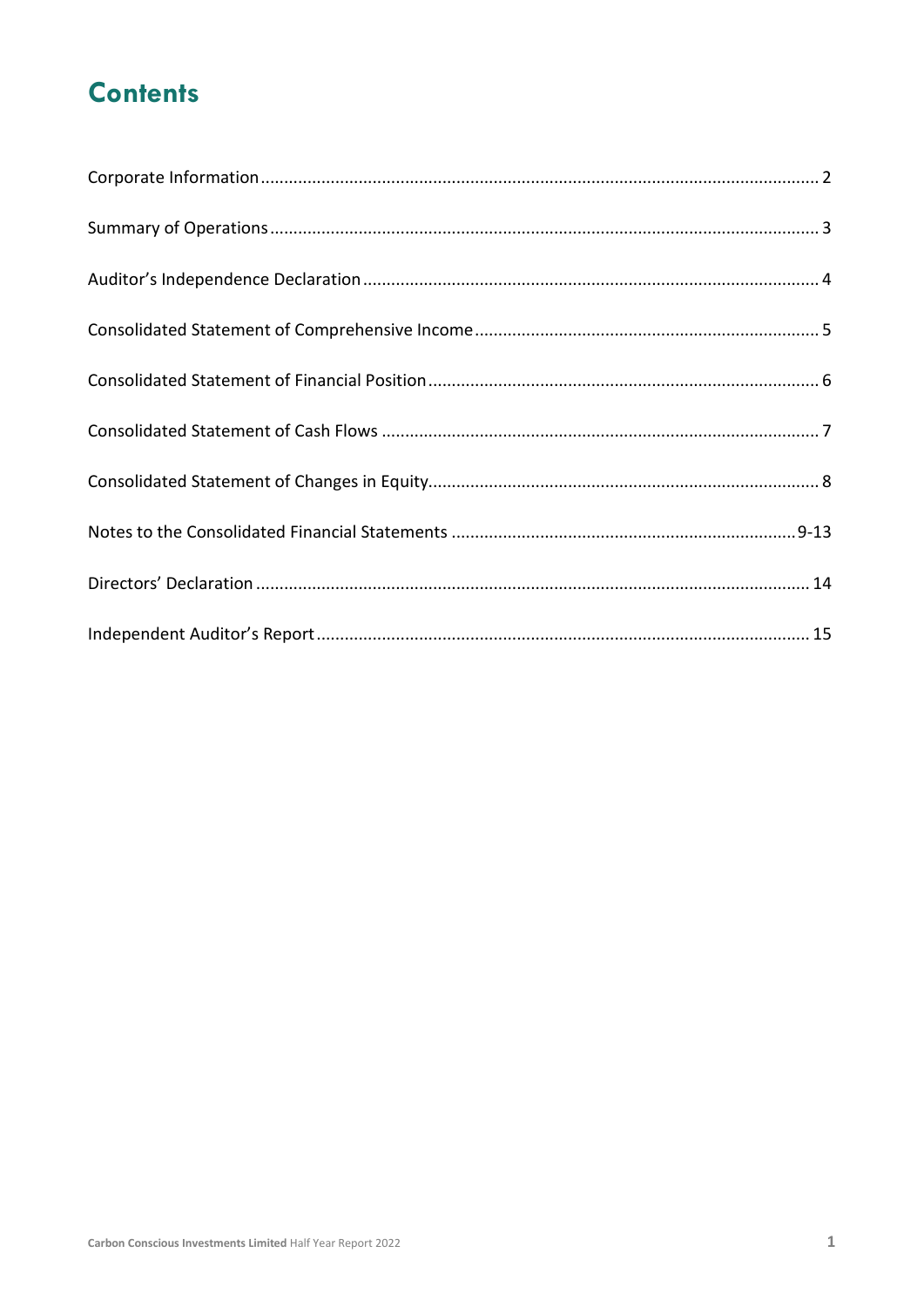# Contents

Corporate Information ........................................................................................................ 2

Summary of Operations ...................................................................................................... 3

Auditor's Independence Declaration ................................................................................. 4

Consolidated Statement of Comprehensive Income .......................................................... 5

Consolidated Statement of Financial Position ................................................................... 6

Consolidated Statement of Cash Flows ............................................................................. 7

Consolidated Statement of Changes in Equity ................................................................... 8

Notes to the Consolidated Financial Statements ......................................................... 9-13

Directors' Declaration ....................................................................................................... 14

Independent Auditor's Report .......................................................................................... 15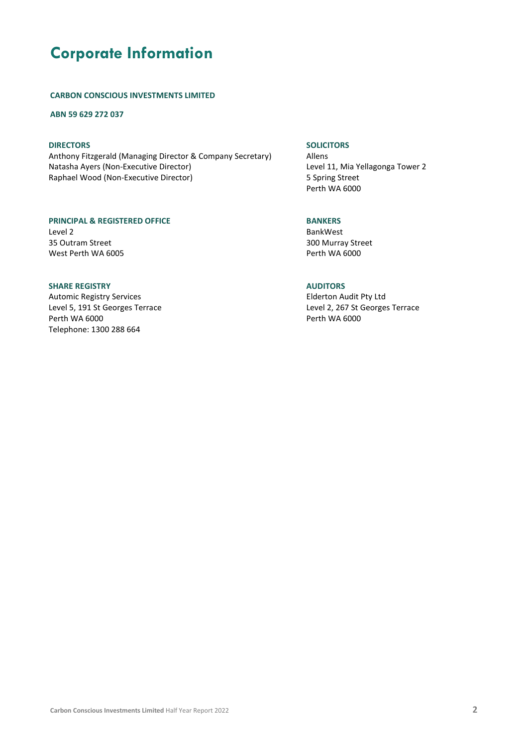# Corporate Information

**CARBON CONSCIOUS INVESTMENTS LIMITED**

**ABN 59 629 272 037**

**DIRECTORS**
Anthony Fitzgerald (Managing Director & Company Secretary)
Natasha Ayers (Non-Executive Director)
Raphael Wood (Non-Executive Director)

**PRINCIPAL & REGISTERED OFFICE**
Level 2
35 Outram Street
West Perth WA 6005

**SHARE REGISTRY**
Automic Registry Services
Level 5, 191 St Georges Terrace
Perth WA 6000
Telephone: 1300 288 664

**SOLICITORS**
Allens
Level 11, Mia Yellagonga Tower 2
5 Spring Street
Perth WA 6000

**BANKERS**
BankWest
300 Murray Street
Perth WA 6000

**AUDITORS**
Elderton Audit Pty Ltd
Level 2, 267 St Georges Terrace
Perth WA 6000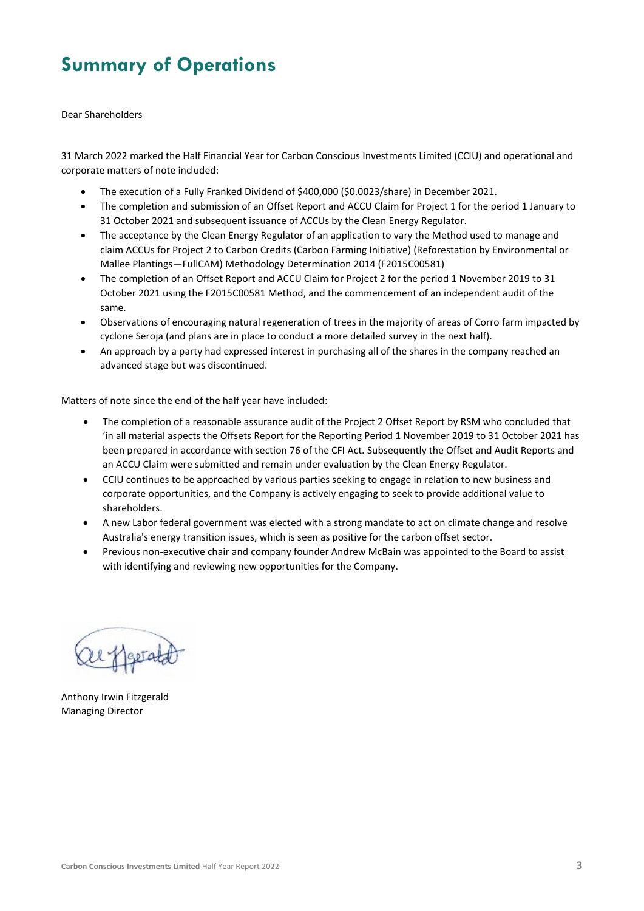# Summary of Operations

Dear Shareholders

31 March 2022 marked the Half Financial Year for Carbon Conscious Investments Limited (CCIU) and operational and corporate matters of note included:

- The execution of a Fully Franked Dividend of $400,000 ($0.0023/share) in December 2021.
- The completion and submission of an Offset Report and ACCU Claim for Project 1 for the period 1 January to 31 October 2021 and subsequent issuance of ACCUs by the Clean Energy Regulator.
- The acceptance by the Clean Energy Regulator of an application to vary the Method used to manage and claim ACCUs for Project 2 to Carbon Credits (Carbon Farming Initiative) (Reforestation by Environmental or Mallee Plantings—FullCAM) Methodology Determination 2014 (F2015C00581)
- The completion of an Offset Report and ACCU Claim for Project 2 for the period 1 November 2019 to 31 October 2021 using the F2015C00581 Method, and the commencement of an independent audit of the same.
- Observations of encouraging natural regeneration of trees in the majority of areas of Corro farm impacted by cyclone Seroja (and plans are in place to conduct a more detailed survey in the next half).
- An approach by a party had expressed interest in purchasing all of the shares in the company reached an advanced stage but was discontinued.

Matters of note since the end of the half year have included:

- The completion of a reasonable assurance audit of the Project 2 Offset Report by RSM who concluded that 'in all material aspects the Offsets Report for the Reporting Period 1 November 2019 to 31 October 2021 has been prepared in accordance with section 76 of the CFI Act. Subsequently the Offset and Audit Reports and an ACCU Claim were submitted and remain under evaluation by the Clean Energy Regulator.
- CCIU continues to be approached by various parties seeking to engage in relation to new business and corporate opportunities, and the Company is actively engaging to seek to provide additional value to shareholders.
- A new Labor federal government was elected with a strong mandate to act on climate change and resolve Australia's energy transition issues, which is seen as positive for the carbon offset sector.
- Previous non-executive chair and company founder Andrew McBain was appointed to the Board to assist with identifying and reviewing new opportunities for the Company.

Anthony Irwin Fitzgerald
Managing Director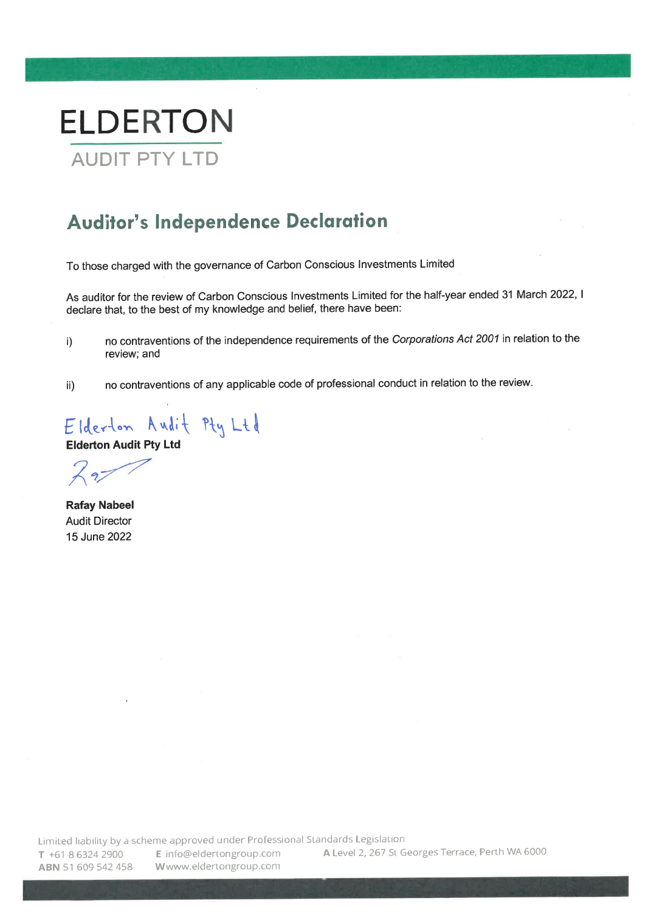# ELDERTON

## AUDIT PTY LTD

## Auditor's Independence Declaration

To those charged with the governance of Carbon Conscious Investments Limited

As auditor for the review of Carbon Conscious Investments Limited for the half-year ended 31 March 2022, I declare that, to the best of my knowledge and belief, there have been:

i) no contraventions of the independence requirements of the *Corporations Act 2001* in relation to the review; and

ii) no contraventions of any applicable code of professional conduct in relation to the review.

Elderton Audit Pty Ltd

**Elderton Audit Pty Ltd**

**Rafay Nabeel**
Audit Director
15 June 2022

Limited liability by a scheme approved under Professional Standards Legislation

**T** +61 8 6324 2900 **E** info@eldertongroup.com **A** Level 2, 267 St Georges Terrace, Perth WA 6000

**ABN** 51 609 542 458 **W** www.eldertongroup.com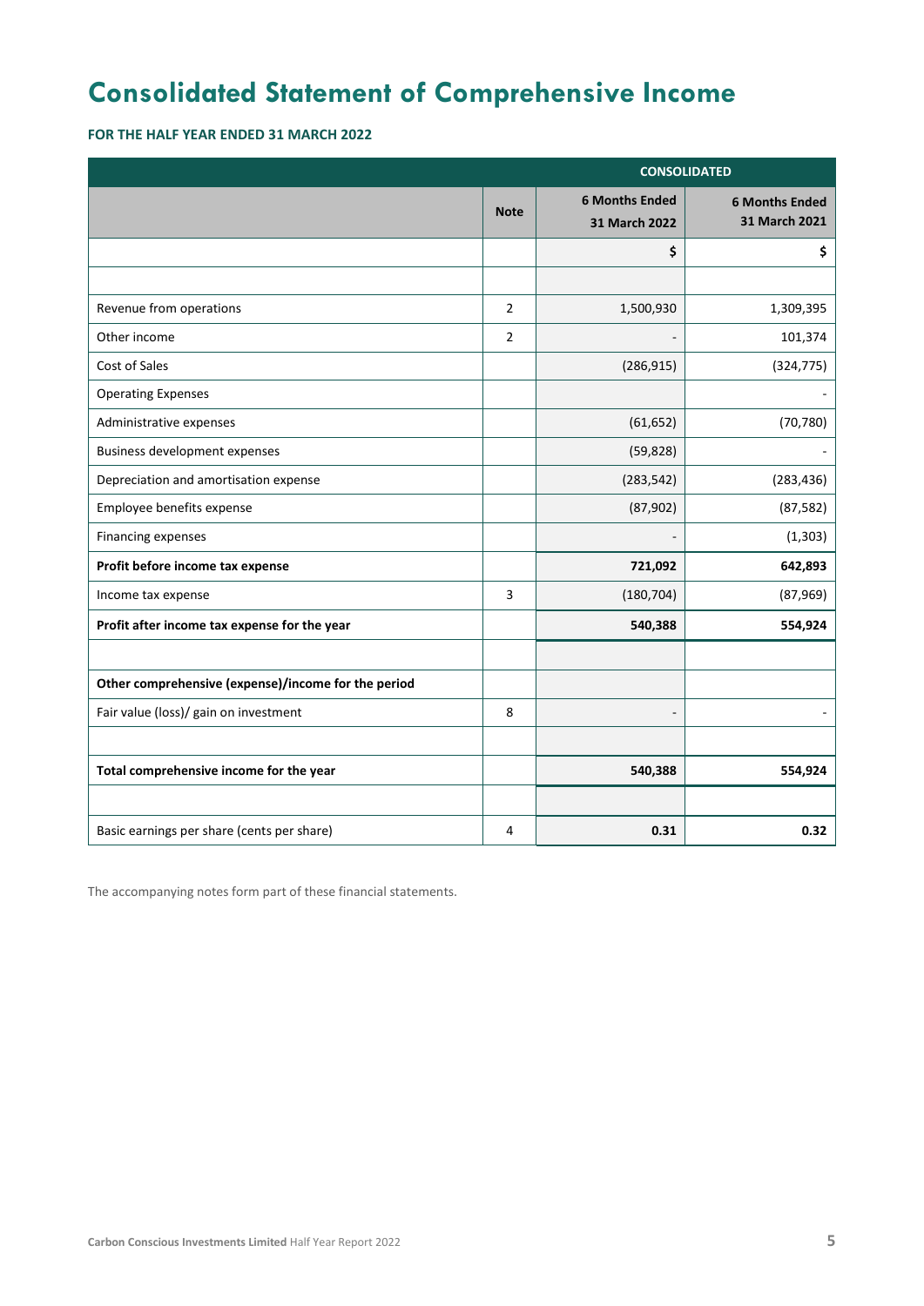# Consolidated Statement of Comprehensive Income

**FOR THE HALF YEAR ENDED 31 MARCH 2022**

| | | CONSOLIDATED | |
|---|---|---|---|
| | **Note** | **6 Months Ended 31 March 2022** | **6 Months Ended 31 March 2021** |
| | | **$** | **$** |
| | | | |
| Revenue from operations | 2 | 1,500,930 | 1,309,395 |
| Other income | 2 | - | 101,374 |
| Cost of Sales | | (286,915) | (324,775) |
| Operating Expenses | | | - |
| Administrative expenses | | (61,652) | (70,780) |
| Business development expenses | | (59,828) | - |
| Depreciation and amortisation expense | | (283,542) | (283,436) |
| Employee benefits expense | | (87,902) | (87,582) |
| Financing expenses | | - | (1,303) |
| **Profit before income tax expense** | | **721,092** | **642,893** |
| Income tax expense | 3 | (180,704) | (87,969) |
| **Profit after income tax expense for the year** | | **540,388** | **554,924** |
| | | | |
| **Other comprehensive (expense)/income for the period** | | | |
| Fair value (loss)/ gain on investment | 8 | - | - |
| | | | |
| **Total comprehensive income for the year** | | **540,388** | **554,924** |
| | | | |
| Basic earnings per share (cents per share) | 4 | **0.31** | **0.32** |

The accompanying notes form part of these financial statements.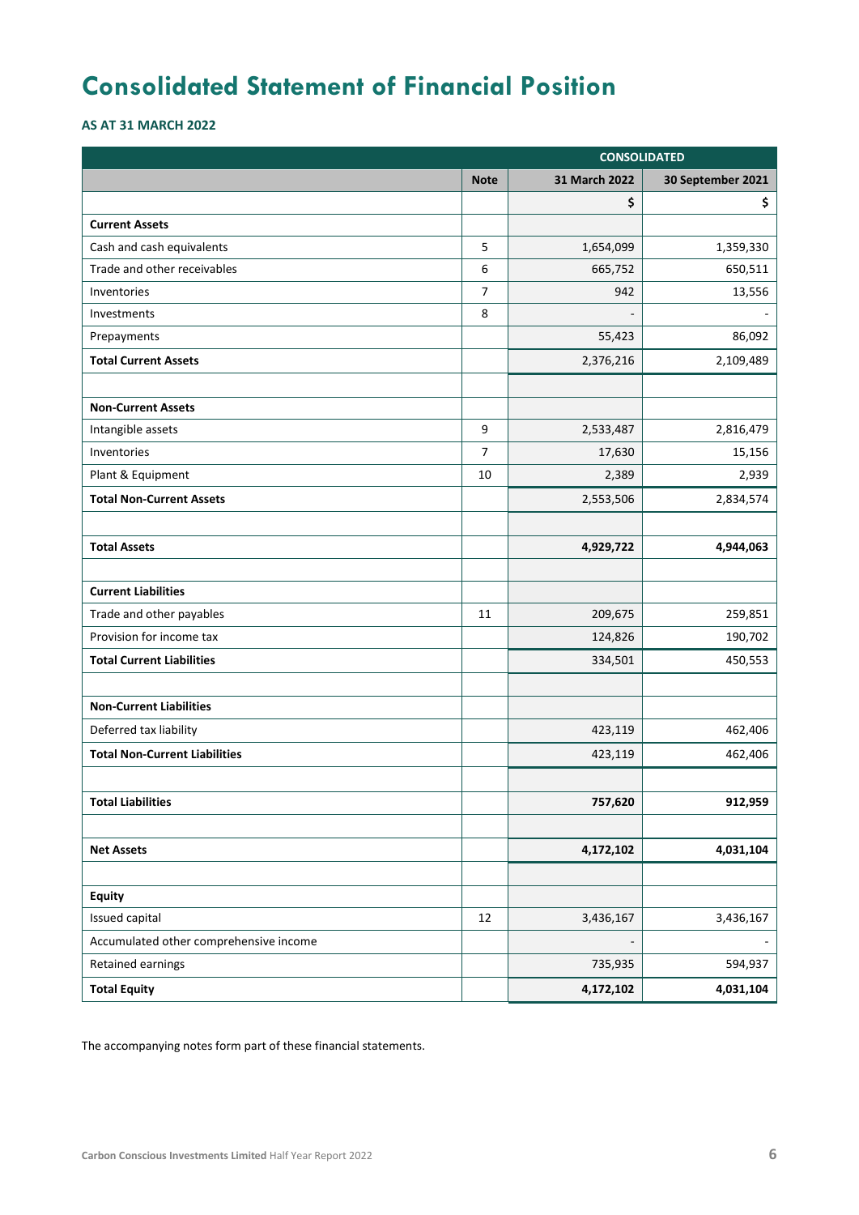# Consolidated Statement of Financial Position

**AS AT 31 MARCH 2022**

| | | CONSOLIDATED | |
|---|---|---|---|
| | **Note** | **31 March 2022** | **30 September 2021** |
| | | **$** | **$** |
| **Current Assets** | | | |
| Cash and cash equivalents | 5 | 1,654,099 | 1,359,330 |
| Trade and other receivables | 6 | 665,752 | 650,511 |
| Inventories | 7 | 942 | 13,556 |
| Investments | 8 | - | - |
| Prepayments | | 55,423 | 86,092 |
| **Total Current Assets** | | 2,376,216 | 2,109,489 |
| | | | |
| **Non-Current Assets** | | | |
| Intangible assets | 9 | 2,533,487 | 2,816,479 |
| Inventories | 7 | 17,630 | 15,156 |
| Plant & Equipment | 10 | 2,389 | 2,939 |
| **Total Non-Current Assets** | | 2,553,506 | 2,834,574 |
| | | | |
| **Total Assets** | | **4,929,722** | **4,944,063** |
| | | | |
| **Current Liabilities** | | | |
| Trade and other payables | 11 | 209,675 | 259,851 |
| Provision for income tax | | 124,826 | 190,702 |
| **Total Current Liabilities** | | 334,501 | 450,553 |
| | | | |
| **Non-Current Liabilities** | | | |
| Deferred tax liability | | 423,119 | 462,406 |
| **Total Non-Current Liabilities** | | 423,119 | 462,406 |
| | | | |
| **Total Liabilities** | | **757,620** | **912,959** |
| | | | |
| **Net Assets** | | **4,172,102** | **4,031,104** |
| | | | |
| **Equity** | | | |
| Issued capital | 12 | 3,436,167 | 3,436,167 |
| Accumulated other comprehensive income | | - | - |
| Retained earnings | | 735,935 | 594,937 |
| **Total Equity** | | **4,172,102** | **4,031,104** |

The accompanying notes form part of these financial statements.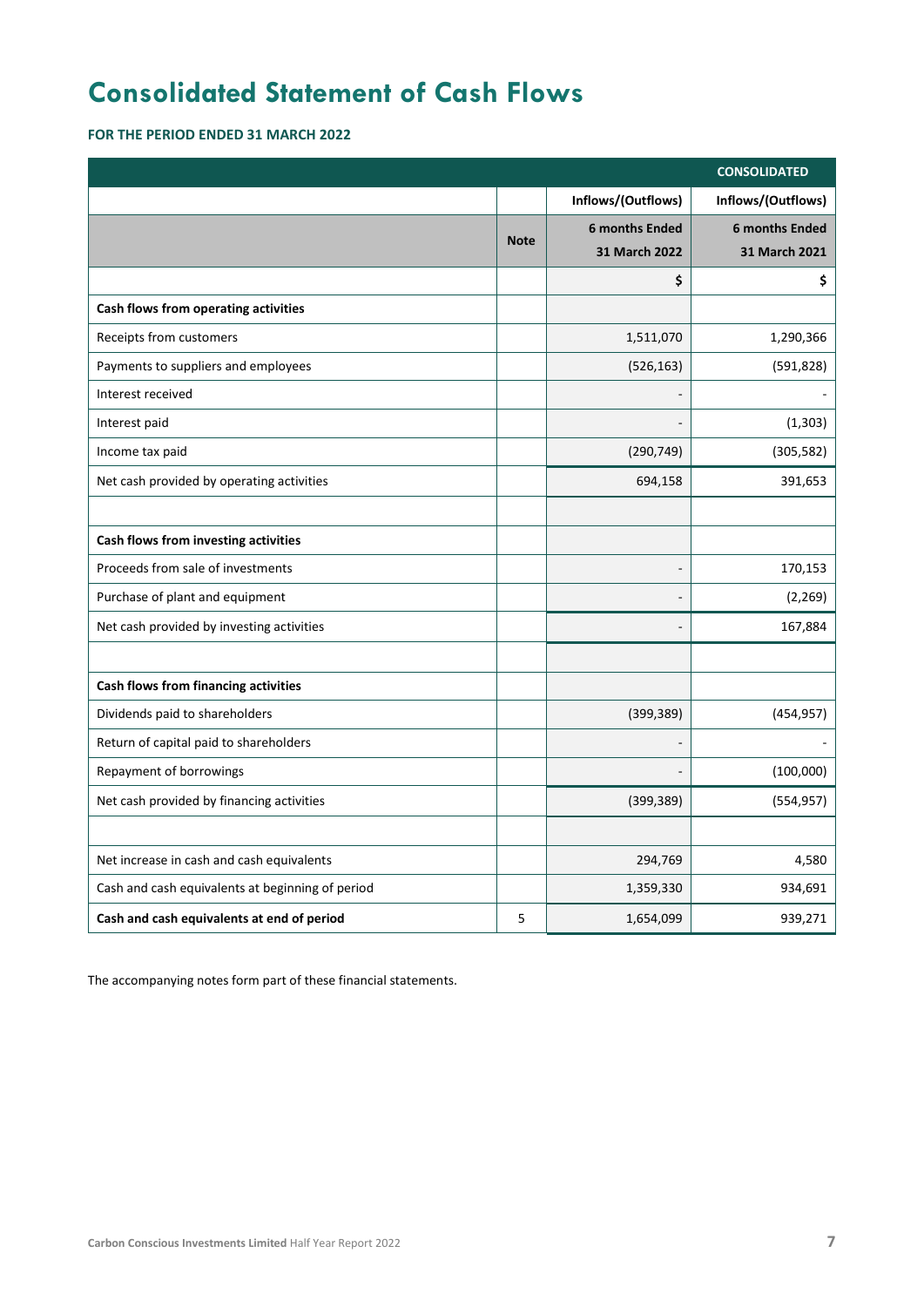# Consolidated Statement of Cash Flows

**FOR THE PERIOD ENDED 31 MARCH 2022**

| | | CONSOLIDATED | |
|---|---|---|---|
| | | Inflows/(Outflows) | Inflows/(Outflows) |
| | Note | 6 months Ended 31 March 2022 | 6 months Ended 31 March 2021 |
| | | $ | $ |
| **Cash flows from operating activities** | | | |
| Receipts from customers | | 1,511,070 | 1,290,366 |
| Payments to suppliers and employees | | (526,163) | (591,828) |
| Interest received | | - | - |
| Interest paid | | - | (1,303) |
| Income tax paid | | (290,749) | (305,582) |
| Net cash provided by operating activities | | 694,158 | 391,653 |
| | | | |
| **Cash flows from investing activities** | | | |
| Proceeds from sale of investments | | - | 170,153 |
| Purchase of plant and equipment | | - | (2,269) |
| Net cash provided by investing activities | | - | 167,884 |
| | | | |
| **Cash flows from financing activities** | | | |
| Dividends paid to shareholders | | (399,389) | (454,957) |
| Return of capital paid to shareholders | | - | - |
| Repayment of borrowings | | - | (100,000) |
| Net cash provided by financing activities | | (399,389) | (554,957) |
| | | | |
| Net increase in cash and cash equivalents | | 294,769 | 4,580 |
| Cash and cash equivalents at beginning of period | | 1,359,330 | 934,691 |
| **Cash and cash equivalents at end of period** | 5 | 1,654,099 | 939,271 |

The accompanying notes form part of these financial statements.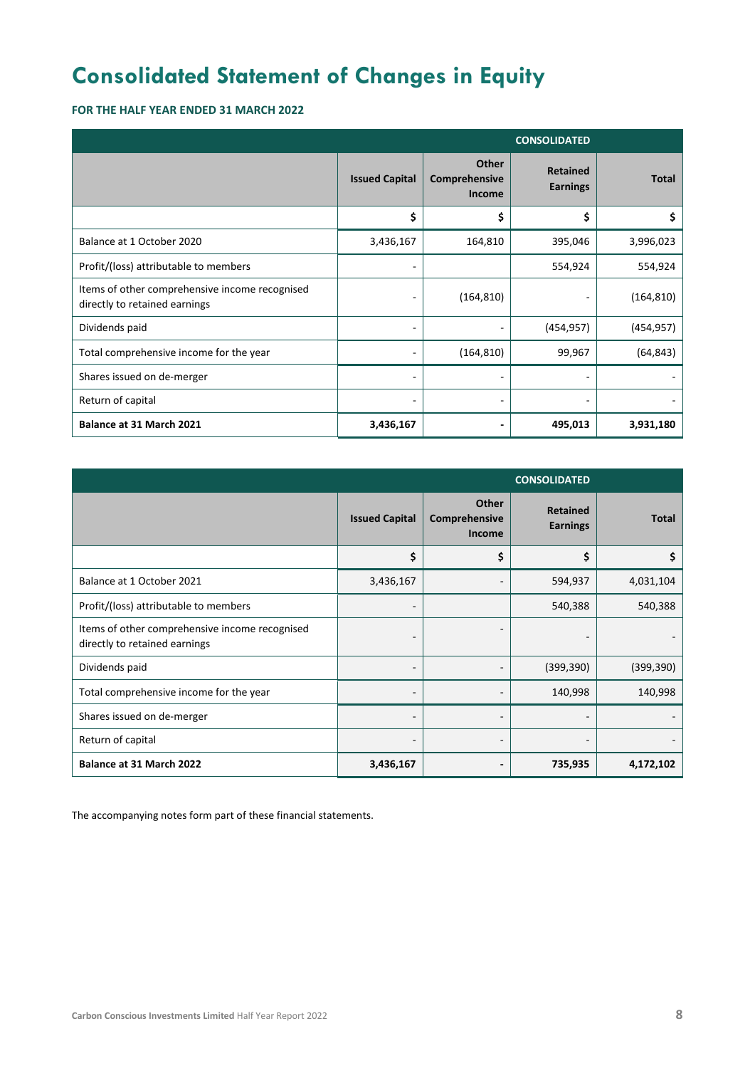# Consolidated Statement of Changes in Equity

**FOR THE HALF YEAR ENDED 31 MARCH 2022**

| | CONSOLIDATED | | | |
|---|---|---|---|---|
| | **Issued Capital** | **Other Comprehensive Income** | **Retained Earnings** | **Total** |
| | **$** | **$** | **$** | **$** |
| Balance at 1 October 2020 | 3,436,167 | 164,810 | 395,046 | 3,996,023 |
| Profit/(loss) attributable to members | - | | 554,924 | 554,924 |
| Items of other comprehensive income recognised directly to retained earnings | - | (164,810) | - | (164,810) |
| Dividends paid | - | - | (454,957) | (454,957) |
| Total comprehensive income for the year | - | (164,810) | 99,967 | (64,843) |
| Shares issued on de-merger | - | - | - | - |
| Return of capital | - | - | - | - |
| **Balance at 31 March 2021** | **3,436,167** | **-** | **495,013** | **3,931,180** |

| | CONSOLIDATED | | | |
|---|---|---|---|---|
| | **Issued Capital** | **Other Comprehensive Income** | **Retained Earnings** | **Total** |
| | **$** | **$** | **$** | **$** |
| Balance at 1 October 2021 | 3,436,167 | - | 594,937 | 4,031,104 |
| Profit/(loss) attributable to members | - | | 540,388 | 540,388 |
| Items of other comprehensive income recognised directly to retained earnings | - | - | - | - |
| Dividends paid | - | - | (399,390) | (399,390) |
| Total comprehensive income for the year | - | - | 140,998 | 140,998 |
| Shares issued on de-merger | - | - | - | - |
| Return of capital | - | - | - | - |
| **Balance at 31 March 2022** | **3,436,167** | **-** | **735,935** | **4,172,102** |

The accompanying notes form part of these financial statements.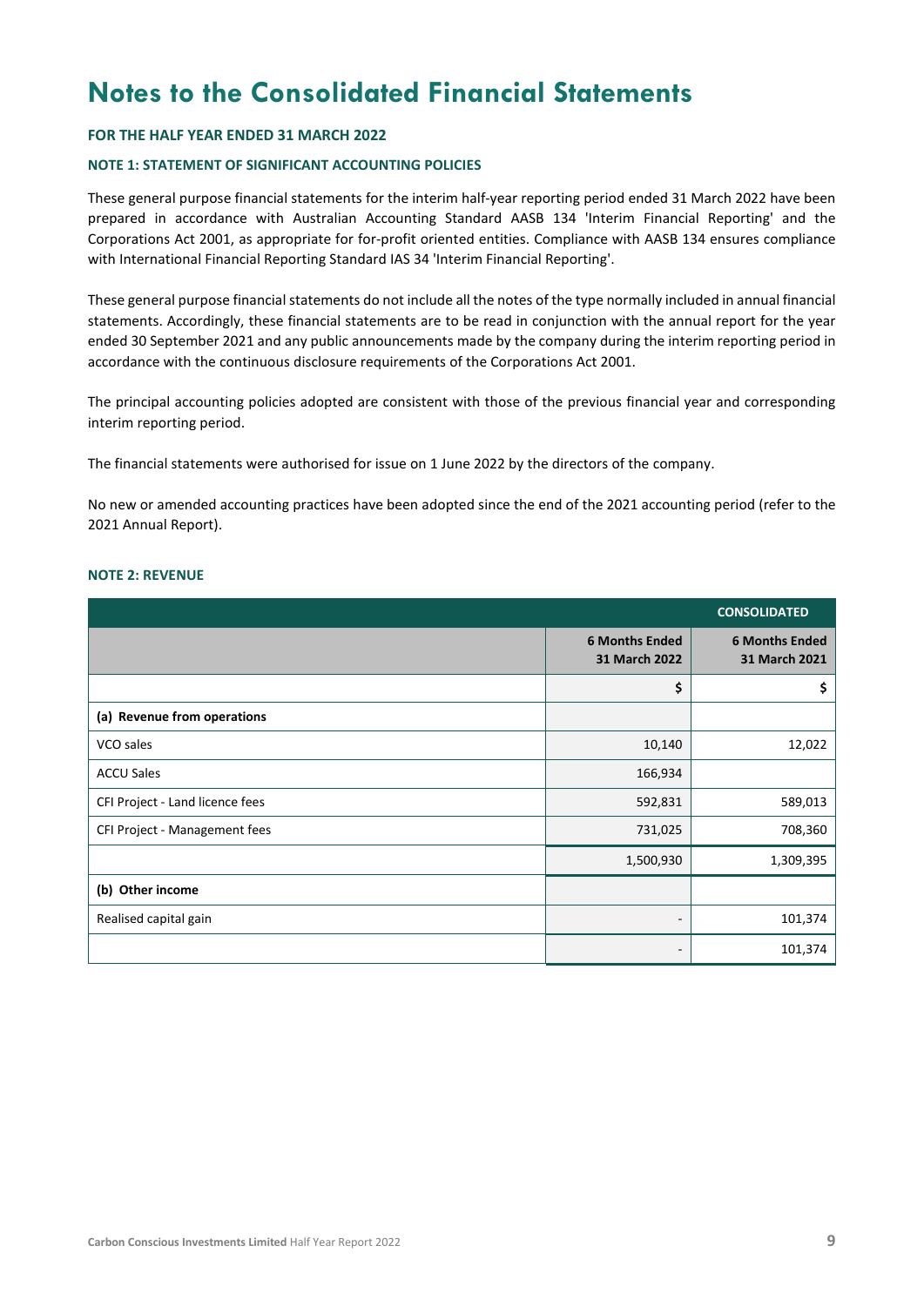# Notes to the Consolidated Financial Statements

**FOR THE HALF YEAR ENDED 31 MARCH 2022**

**NOTE 1: STATEMENT OF SIGNIFICANT ACCOUNTING POLICIES**

These general purpose financial statements for the interim half-year reporting period ended 31 March 2022 have been prepared in accordance with Australian Accounting Standard AASB 134 'Interim Financial Reporting' and the Corporations Act 2001, as appropriate for for-profit oriented entities. Compliance with AASB 134 ensures compliance with International Financial Reporting Standard IAS 34 'Interim Financial Reporting'.

These general purpose financial statements do not include all the notes of the type normally included in annual financial statements. Accordingly, these financial statements are to be read in conjunction with the annual report for the year ended 30 September 2021 and any public announcements made by the company during the interim reporting period in accordance with the continuous disclosure requirements of the Corporations Act 2001.

The principal accounting policies adopted are consistent with those of the previous financial year and corresponding interim reporting period.

The financial statements were authorised for issue on 1 June 2022 by the directors of the company.

No new or amended accounting practices have been adopted since the end of the 2021 accounting period (refer to the 2021 Annual Report).

**NOTE 2: REVENUE**

| | CONSOLIDATED | |
|---|---|---|
| | **6 Months Ended 31 March 2022** | **6 Months Ended 31 March 2021** |
| | **$** | **$** |
| **(a) Revenue from operations** | | |
| VCO sales | 10,140 | 12,022 |
| ACCU Sales | 166,934 | |
| CFI Project - Land licence fees | 592,831 | 589,013 |
| CFI Project - Management fees | 731,025 | 708,360 |
| | 1,500,930 | 1,309,395 |
| **(b) Other income** | | |
| Realised capital gain | - | 101,374 |
| | - | 101,374 |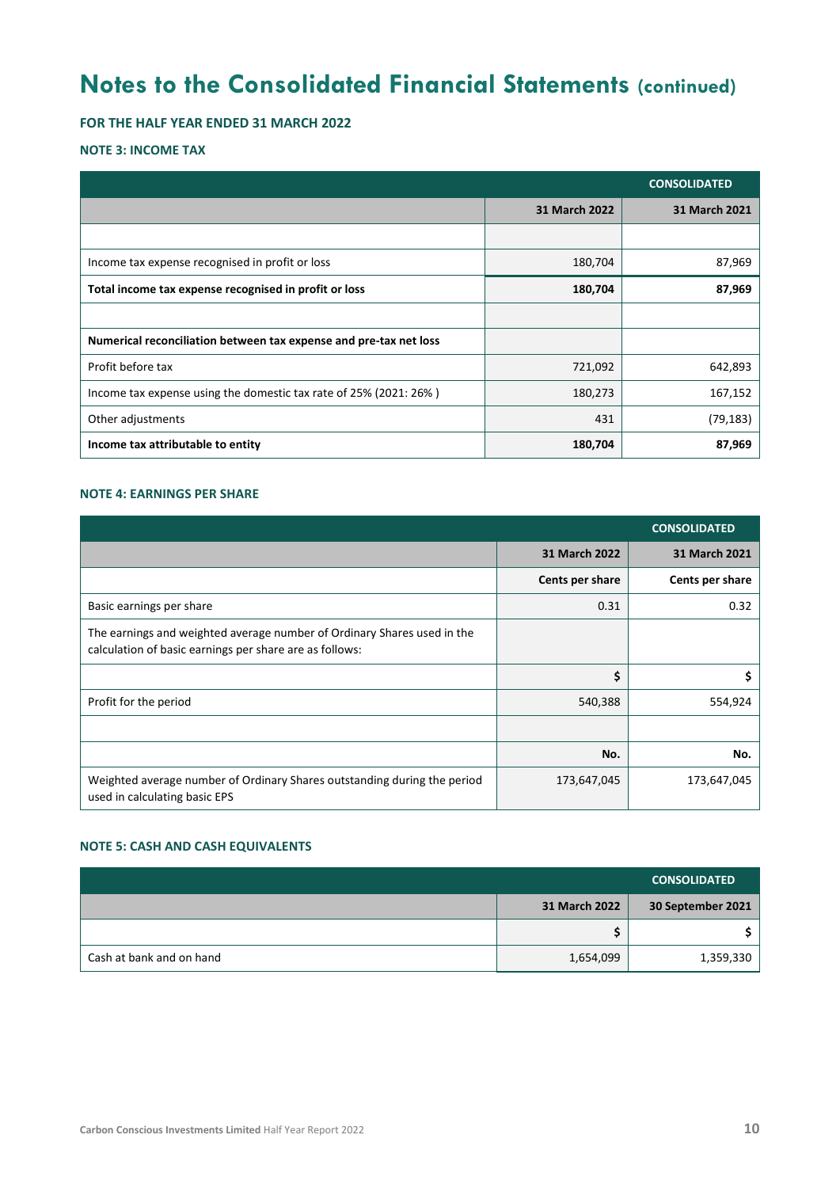# Notes to the Consolidated Financial Statements (continued)

**FOR THE HALF YEAR ENDED 31 MARCH 2022**

**NOTE 3: INCOME TAX**

| | CONSOLIDATED | |
|---|---|---|
| | **31 March 2022** | **31 March 2021** |
| | | |
| Income tax expense recognised in profit or loss | 180,704 | 87,969 |
| **Total income tax expense recognised in profit or loss** | **180,704** | **87,969** |
| | | |
| **Numerical reconciliation between tax expense and pre-tax net loss** | | |
| Profit before tax | 721,092 | 642,893 |
| Income tax expense using the domestic tax rate of 25% (2021: 26% ) | 180,273 | 167,152 |
| Other adjustments | 431 | (79,183) |
| **Income tax attributable to entity** | **180,704** | **87,969** |

**NOTE 4: EARNINGS PER SHARE**

| | CONSOLIDATED | |
|---|---|---|
| | **31 March 2022** | **31 March 2021** |
| | **Cents per share** | **Cents per share** |
| Basic earnings per share | 0.31 | 0.32 |
| The earnings and weighted average number of Ordinary Shares used in the calculation of basic earnings per share are as follows: | | |
| | **$** | **$** |
| Profit for the period | 540,388 | 554,924 |
| | | |
| | **No.** | **No.** |
| Weighted average number of Ordinary Shares outstanding during the period used in calculating basic EPS | 173,647,045 | 173,647,045 |

**NOTE 5: CASH AND CASH EQUIVALENTS**

| | CONSOLIDATED | |
|---|---|---|
| | **31 March 2022** | **30 September 2021** |
| | **$** | **$** |
| Cash at bank and on hand | 1,654,099 | 1,359,330 |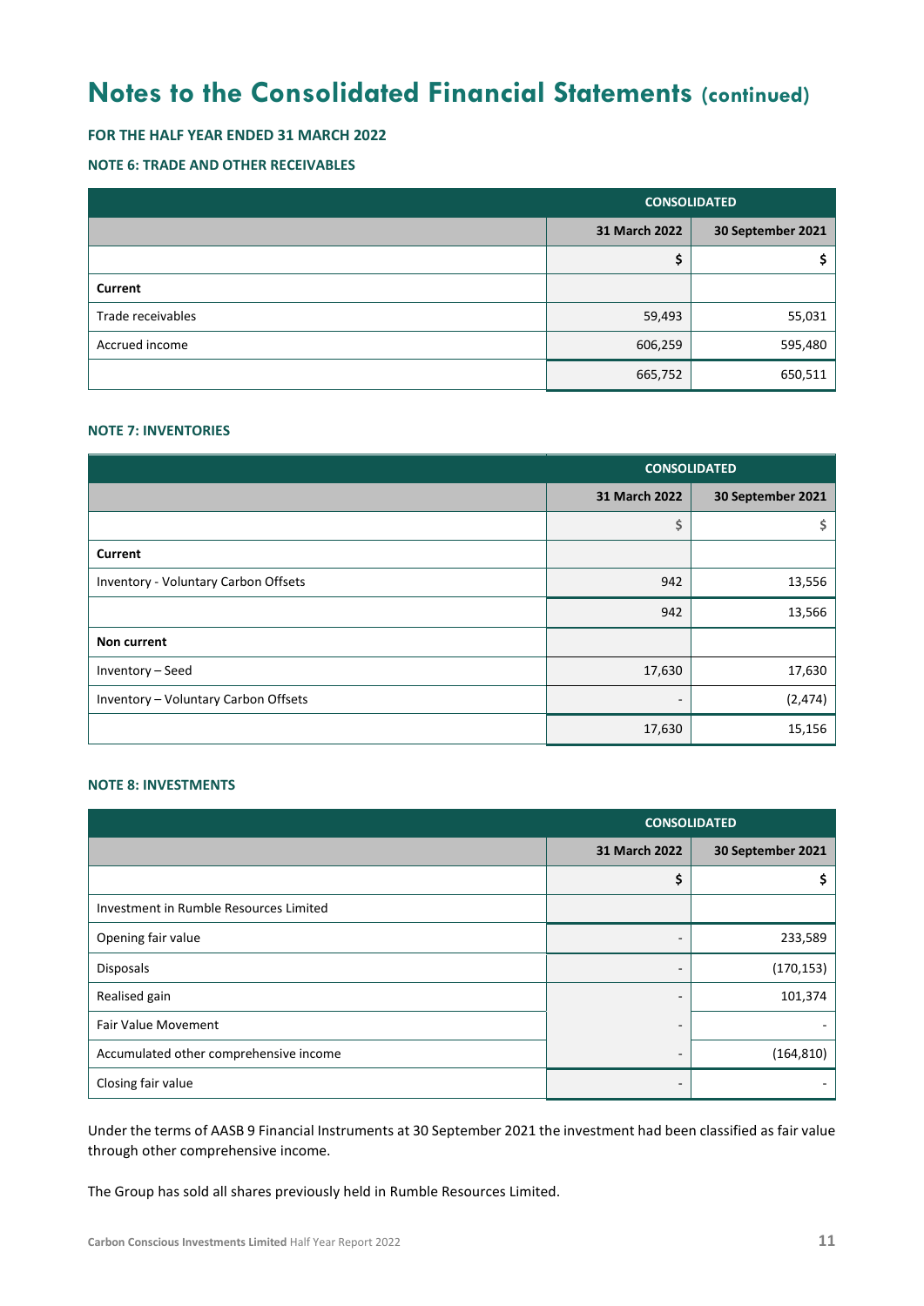# Notes to the Consolidated Financial Statements (continued)

**FOR THE HALF YEAR ENDED 31 MARCH 2022**

**NOTE 6: TRADE AND OTHER RECEIVABLES**

| | CONSOLIDATED | |
|---|---|---|
| | **31 March 2022** | **30 September 2021** |
| | **$** | **$** |
| **Current** | | |
| Trade receivables | 59,493 | 55,031 |
| Accrued income | 606,259 | 595,480 |
| | 665,752 | 650,511 |

**NOTE 7: INVENTORIES**

| | CONSOLIDATED | |
|---|---|---|
| | **31 March 2022** | **30 September 2021** |
| | $ | $ |
| **Current** | | |
| Inventory - Voluntary Carbon Offsets | 942 | 13,556 |
| | 942 | 13,566 |
| **Non current** | | |
| Inventory – Seed | 17,630 | 17,630 |
| Inventory – Voluntary Carbon Offsets | - | (2,474) |
| | 17,630 | 15,156 |

**NOTE 8: INVESTMENTS**

| | CONSOLIDATED | |
|---|---|---|
| | **31 March 2022** | **30 September 2021** |
| | **$** | **$** |
| Investment in Rumble Resources Limited | | |
| Opening fair value | - | 233,589 |
| Disposals | - | (170,153) |
| Realised gain | - | 101,374 |
| Fair Value Movement | - | - |
| Accumulated other comprehensive income | - | (164,810) |
| Closing fair value | - | - |

Under the terms of AASB 9 Financial Instruments at 30 September 2021 the investment had been classified as fair value through other comprehensive income.

The Group has sold all shares previously held in Rumble Resources Limited.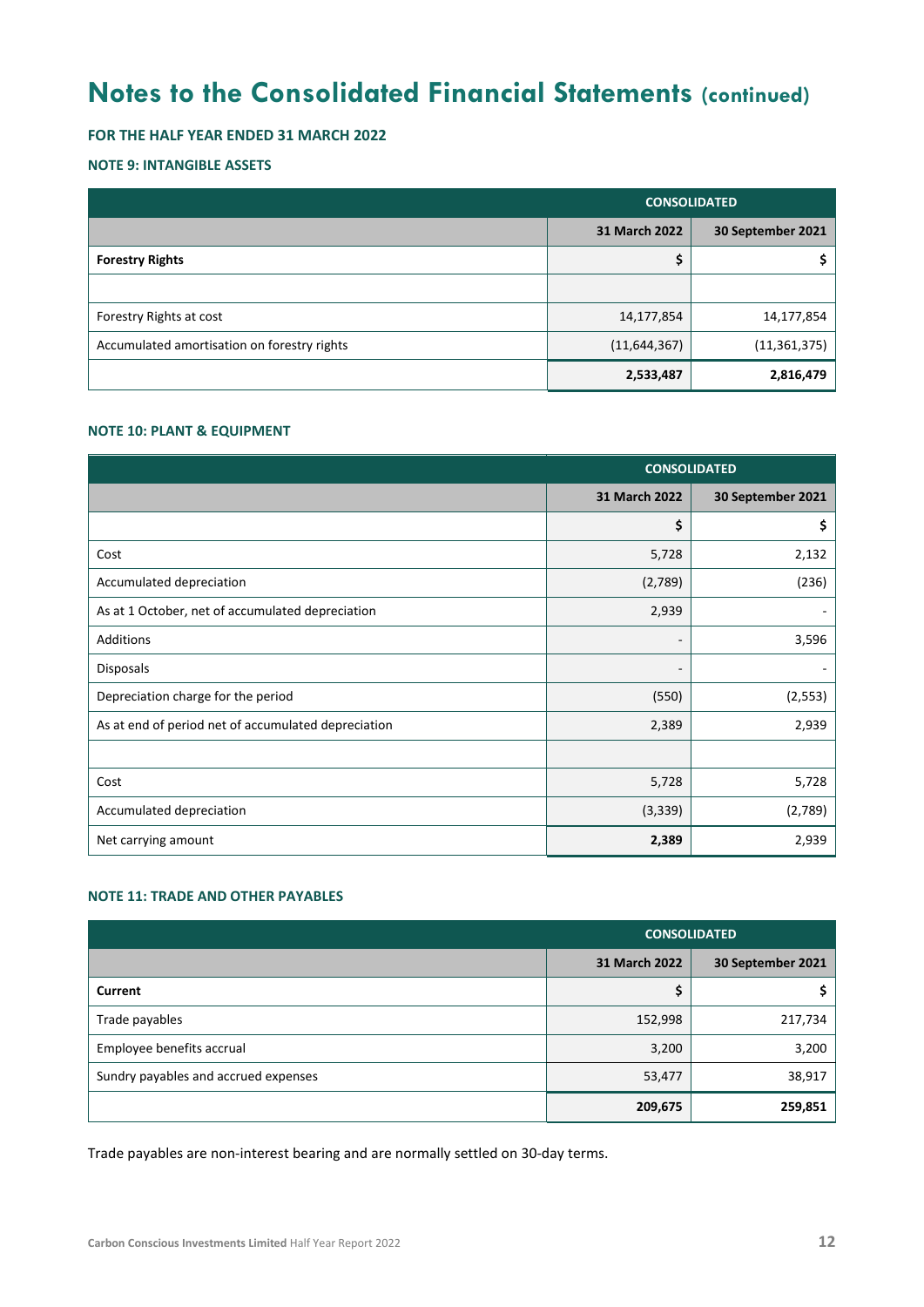# Notes to the Consolidated Financial Statements (continued)

**FOR THE HALF YEAR ENDED 31 MARCH 2022**

**NOTE 9: INTANGIBLE ASSETS**

| | CONSOLIDATED | |
|---|---|---|
| | 31 March 2022 | 30 September 2021 |
| **Forestry Rights** | $ | $ |
| | | |
| Forestry Rights at cost | 14,177,854 | 14,177,854 |
| Accumulated amortisation on forestry rights | (11,644,367) | (11,361,375) |
| | **2,533,487** | **2,816,479** |

**NOTE 10: PLANT & EQUIPMENT**

| | CONSOLIDATED | |
|---|---|---|
| | 31 March 2022 | 30 September 2021 |
| | $ | $ |
| Cost | 5,728 | 2,132 |
| Accumulated depreciation | (2,789) | (236) |
| As at 1 October, net of accumulated depreciation | 2,939 | - |
| Additions | - | 3,596 |
| Disposals | - | - |
| Depreciation charge for the period | (550) | (2,553) |
| As at end of period net of accumulated depreciation | 2,389 | 2,939 |
| | | |
| Cost | 5,728 | 5,728 |
| Accumulated depreciation | (3,339) | (2,789) |
| Net carrying amount | **2,389** | 2,939 |

**NOTE 11: TRADE AND OTHER PAYABLES**

| | CONSOLIDATED | |
|---|---|---|
| | 31 March 2022 | 30 September 2021 |
| **Current** | $ | $ |
| Trade payables | 152,998 | 217,734 |
| Employee benefits accrual | 3,200 | 3,200 |
| Sundry payables and accrued expenses | 53,477 | 38,917 |
| | **209,675** | **259,851** |

Trade payables are non-interest bearing and are normally settled on 30-day terms.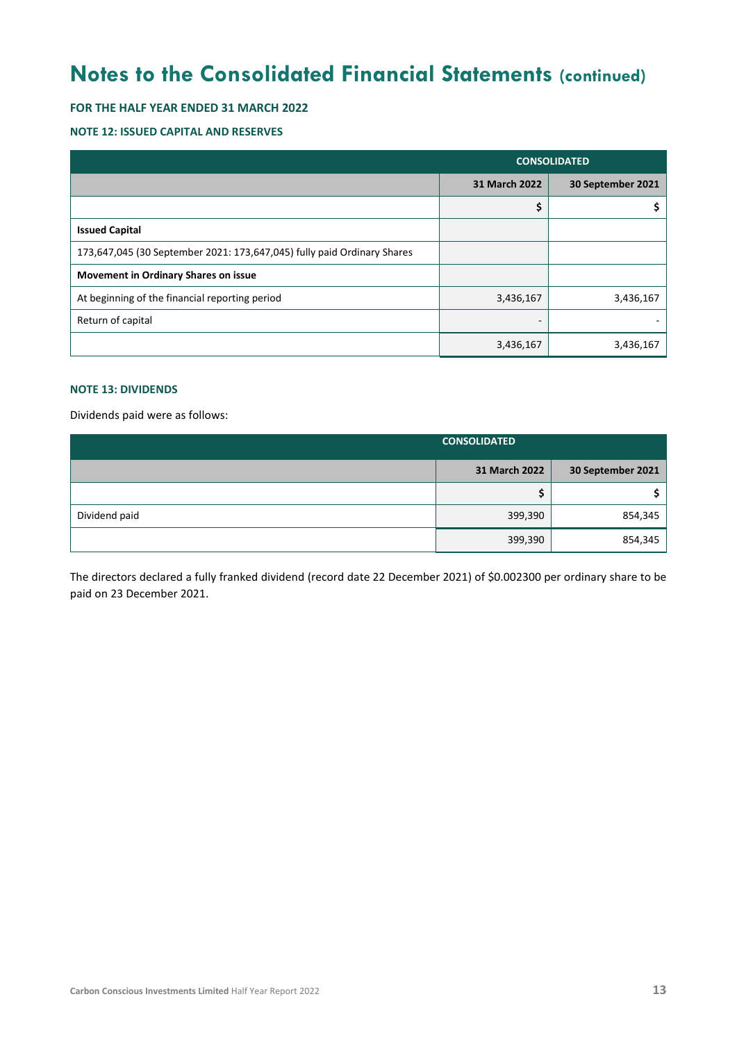# Notes to the Consolidated Financial Statements (continued)

**FOR THE HALF YEAR ENDED 31 MARCH 2022**

**NOTE 12: ISSUED CAPITAL AND RESERVES**

| | CONSOLIDATED | |
|---|---|---|
| | **31 March 2022** | **30 September 2021** |
| | **$** | **$** |
| **Issued Capital** | | |
| 173,647,045 (30 September 2021: 173,647,045) fully paid Ordinary Shares | | |
| **Movement in Ordinary Shares on issue** | | |
| At beginning of the financial reporting period | 3,436,167 | 3,436,167 |
| Return of capital | - | - |
| | 3,436,167 | 3,436,167 |

**NOTE 13: DIVIDENDS**

Dividends paid were as follows:

| | CONSOLIDATED | |
|---|---|---|
| | **31 March 2022** | **30 September 2021** |
| | **$** | **$** |
| Dividend paid | 399,390 | 854,345 |
| | 399,390 | 854,345 |

The directors declared a fully franked dividend (record date 22 December 2021) of $0.002300 per ordinary share to be paid on 23 December 2021.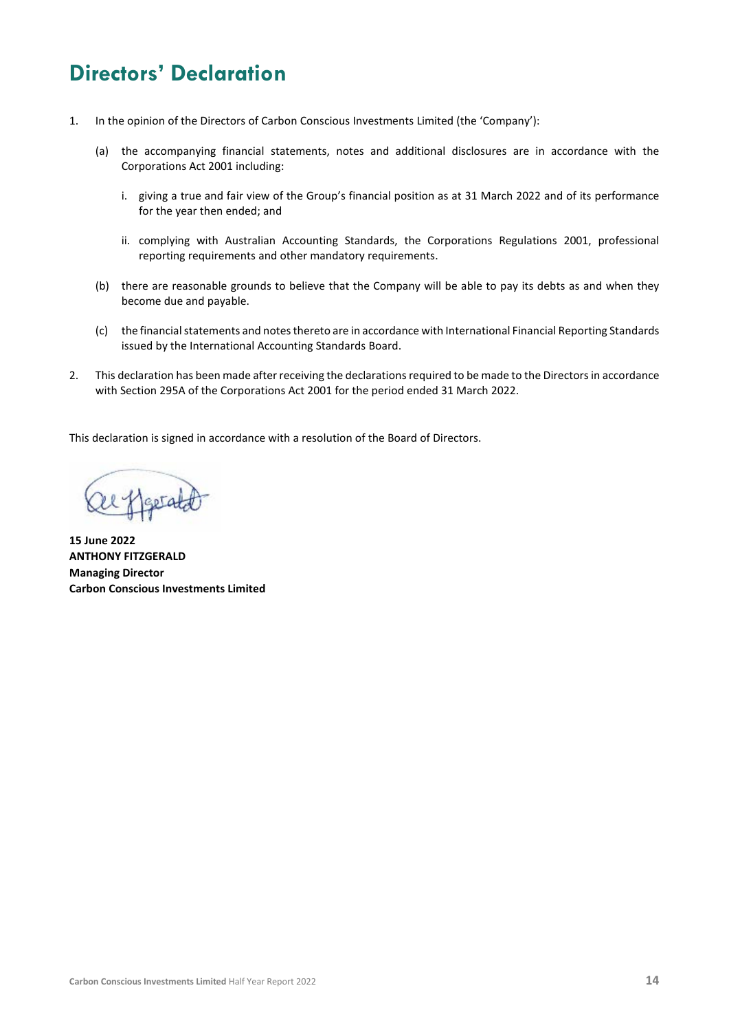# Directors' Declaration

1. In the opinion of the Directors of Carbon Conscious Investments Limited (the 'Company'):

   (a) the accompanying financial statements, notes and additional disclosures are in accordance with the Corporations Act 2001 including:

      i. giving a true and fair view of the Group's financial position as at 31 March 2022 and of its performance for the year then ended; and

      ii. complying with Australian Accounting Standards, the Corporations Regulations 2001, professional reporting requirements and other mandatory requirements.

   (b) there are reasonable grounds to believe that the Company will be able to pay its debts as and when they become due and payable.

   (c) the financial statements and notes thereto are in accordance with International Financial Reporting Standards issued by the International Accounting Standards Board.

2. This declaration has been made after receiving the declarations required to be made to the Directors in accordance with Section 295A of the Corporations Act 2001 for the period ended 31 March 2022.

This declaration is signed in accordance with a resolution of the Board of Directors.

**15 June 2022**
**ANTHONY FITZGERALD**
**Managing Director**
**Carbon Conscious Investments Limited**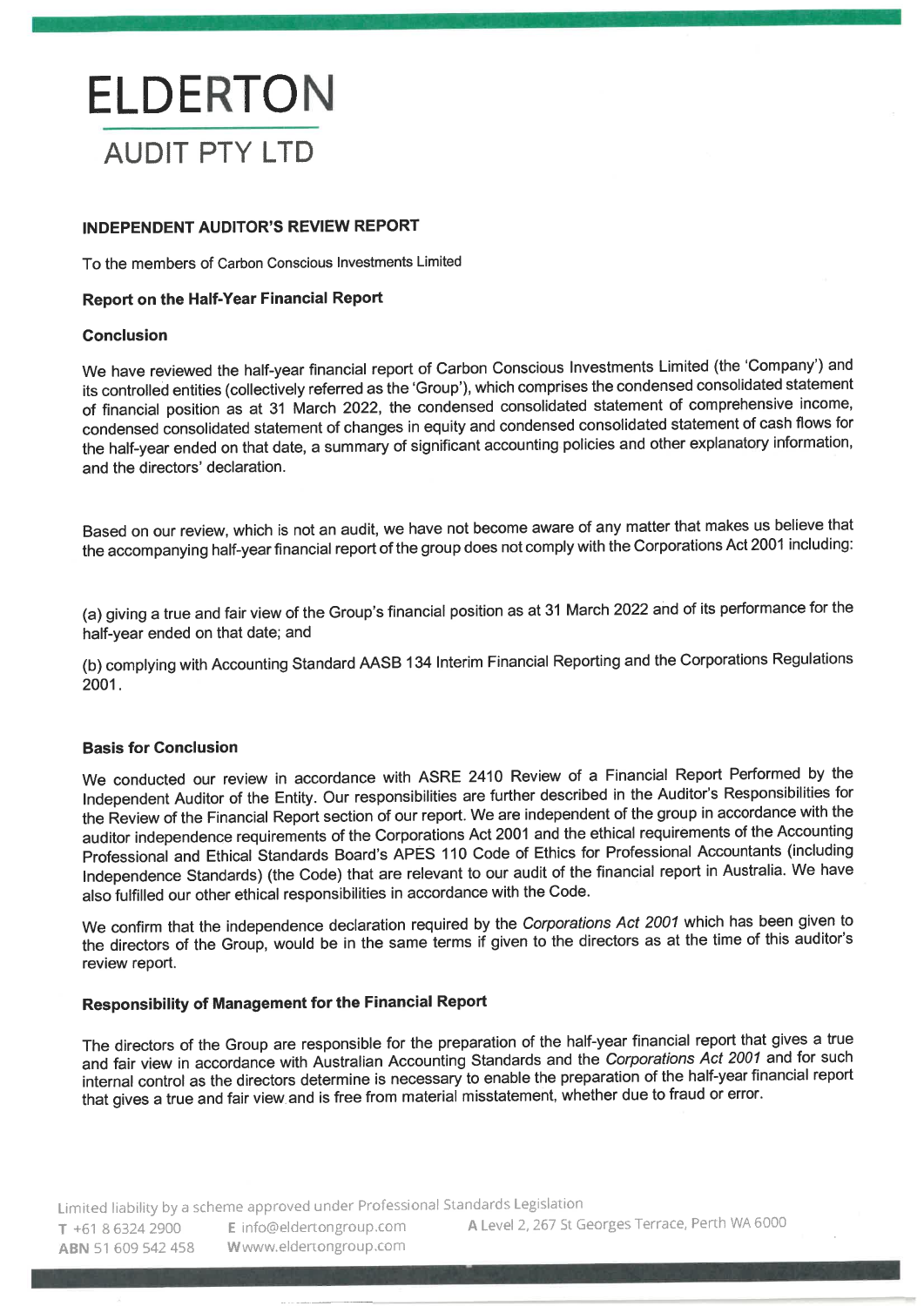# ELDERTON

## AUDIT PTY LTD

### INDEPENDENT AUDITOR'S REVIEW REPORT

To the members of Carbon Conscious Investments Limited

#### Report on the Half-Year Financial Report

#### Conclusion

We have reviewed the half-year financial report of Carbon Conscious Investments Limited (the 'Company') and its controlled entities (collectively referred as the 'Group'), which comprises the condensed consolidated statement of financial position as at 31 March 2022, the condensed consolidated statement of comprehensive income, condensed consolidated statement of changes in equity and condensed consolidated statement of cash flows for the half-year ended on that date, a summary of significant accounting policies and other explanatory information, and the directors' declaration.

Based on our review, which is not an audit, we have not become aware of any matter that makes us believe that the accompanying half-year financial report of the group does not comply with the Corporations Act 2001 including:

(a) giving a true and fair view of the Group's financial position as at 31 March 2022 and of its performance for the half-year ended on that date; and

(b) complying with Accounting Standard AASB 134 Interim Financial Reporting and the Corporations Regulations 2001.

#### Basis for Conclusion

We conducted our review in accordance with ASRE 2410 Review of a Financial Report Performed by the Independent Auditor of the Entity. Our responsibilities are further described in the Auditor's Responsibilities for the Review of the Financial Report section of our report. We are independent of the group in accordance with the auditor independence requirements of the Corporations Act 2001 and the ethical requirements of the Accounting Professional and Ethical Standards Board's APES 110 Code of Ethics for Professional Accountants (including Independence Standards) (the Code) that are relevant to our audit of the financial report in Australia. We have also fulfilled our other ethical responsibilities in accordance with the Code.

We confirm that the independence declaration required by the *Corporations Act 2001* which has been given to the directors of the Group, would be in the same terms if given to the directors as at the time of this auditor's review report.

#### Responsibility of Management for the Financial Report

The directors of the Group are responsible for the preparation of the half-year financial report that gives a true and fair view in accordance with Australian Accounting Standards and the *Corporations Act 2001* and for such internal control as the directors determine is necessary to enable the preparation of the half-year financial report that gives a true and fair view and is free from material misstatement, whether due to fraud or error.

Limited liability by a scheme approved under Professional Standards Legislation

T +61 8 6324 2900 E info@eldertongroup.com A Level 2, 267 St Georges Terrace, Perth WA 6000

ABN 51 609 542 458 W www.eldertongroup.com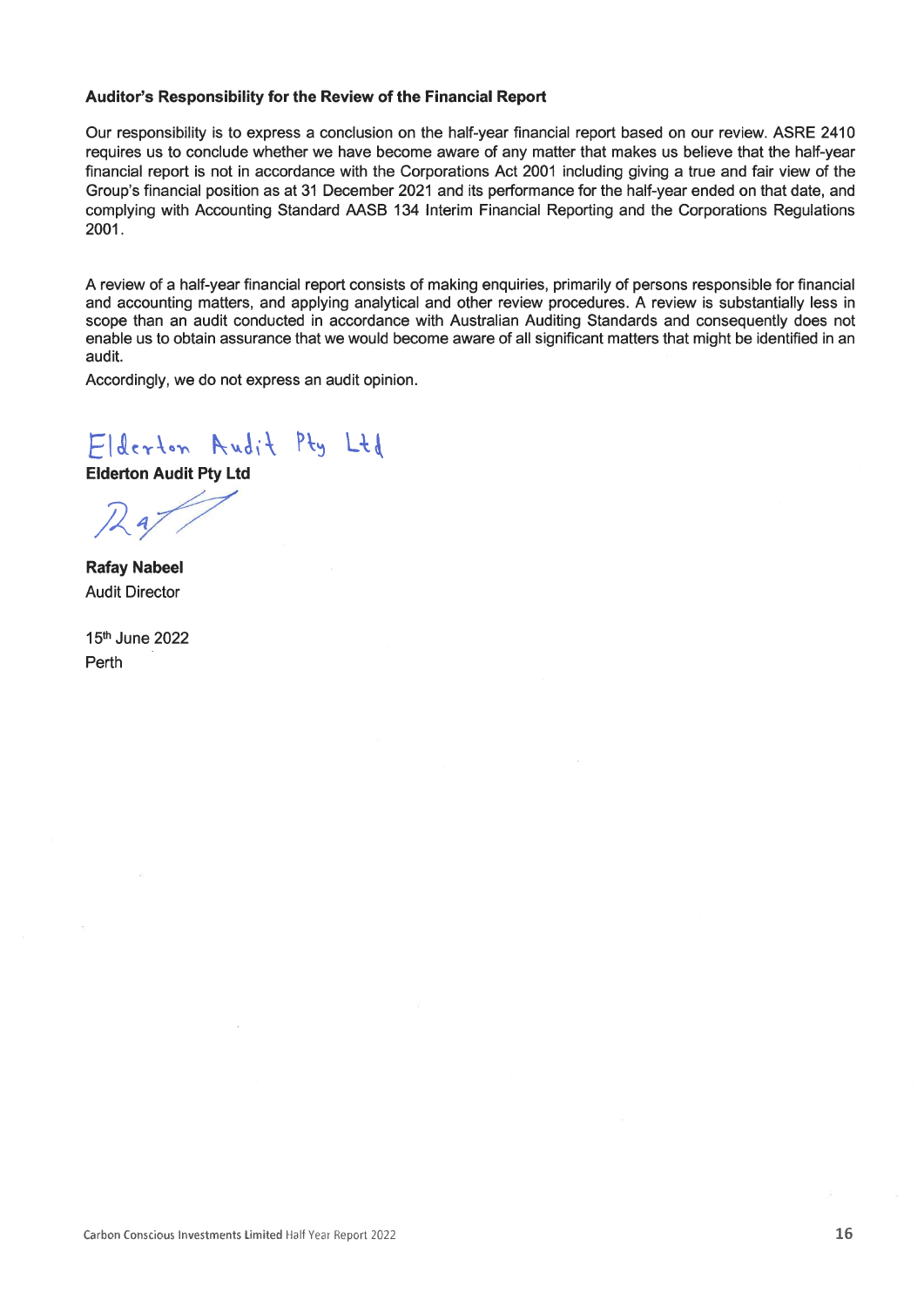**Auditor's Responsibility for the Review of the Financial Report**

Our responsibility is to express a conclusion on the half-year financial report based on our review. ASRE 2410 requires us to conclude whether we have become aware of any matter that makes us believe that the half-year financial report is not in accordance with the Corporations Act 2001 including giving a true and fair view of the Group's financial position as at 31 December 2021 and its performance for the half-year ended on that date, and complying with Accounting Standard AASB 134 Interim Financial Reporting and the Corporations Regulations 2001.

A review of a half-year financial report consists of making enquiries, primarily of persons responsible for financial and accounting matters, and applying analytical and other review procedures. A review is substantially less in scope than an audit conducted in accordance with Australian Auditing Standards and consequently does not enable us to obtain assurance that we would become aware of all significant matters that might be identified in an audit.

Accordingly, we do not express an audit opinion.

Elderton Audit Pty Ltd

**Elderton Audit Pty Ltd**

**Rafay Nabeel**
Audit Director

15th June 2022
Perth